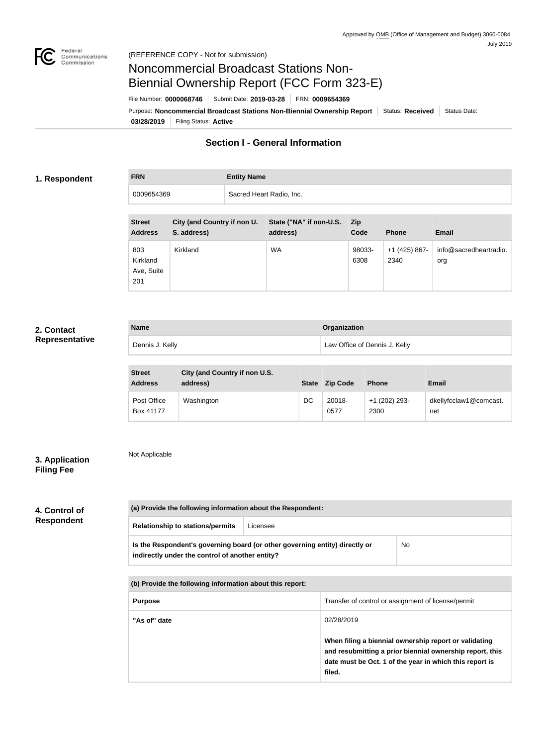Approved by OMB (Office of Management and Budget) 3060-0084
July 2019

Federal Communications Commission

(REFERENCE COPY - Not for submission)

# Noncommercial Broadcast Stations Non-Biennial Ownership Report (FCC Form 323-E)

File Number: **0000068746** | Submit Date: **2019-03-28** | FRN: **0009654369**

Purpose: **Noncommercial Broadcast Stations Non-Biennial Ownership Report** | Status: **Received** | Status Date: **03/28/2019** | Filing Status: **Active**

## Section I - General Information

### 1. Respondent

| FRN | Entity Name |
|---|---|
| 0009654369 | Sacred Heart Radio, Inc. |

| Street Address | City (and Country if non U. S. address) | State ("NA" if non-U.S. address) | Zip Code | Phone | Email |
|---|---|---|---|---|---|
| 803 Kirkland Ave, Suite 201 | Kirkland | WA | 98033-6308 | +1 (425) 867-2340 | info@sacredheartradio.org |

### 2. Contact Representative

| Name | Organization |
|---|---|
| Dennis J. Kelly | Law Office of Dennis J. Kelly |

| Street Address | City (and Country if non U.S. address) | State | Zip Code | Phone | Email |
|---|---|---|---|---|---|
| Post Office Box 41177 | Washington | DC | 20018-0577 | +1 (202) 293-2300 | dkellyfcclaw1@comcast.net |

### 3. Application Filing Fee

Not Applicable

### 4. Control of Respondent

| (a) Provide the following information about the Respondent: | |
|---|---|
| Relationship to stations/permits | Licensee |
| Is the Respondent's governing board (or other governing entity) directly or indirectly under the control of another entity? | No |

| (b) Provide the following information about this report: | |
|---|---|
| Purpose | Transfer of control or assignment of license/permit |
| "As of" date | 02/28/2019<br><br>**When filing a biennial ownership report or validating and resubmitting a prior biennial ownership report, this date must be Oct. 1 of the year in which this report is filed.** |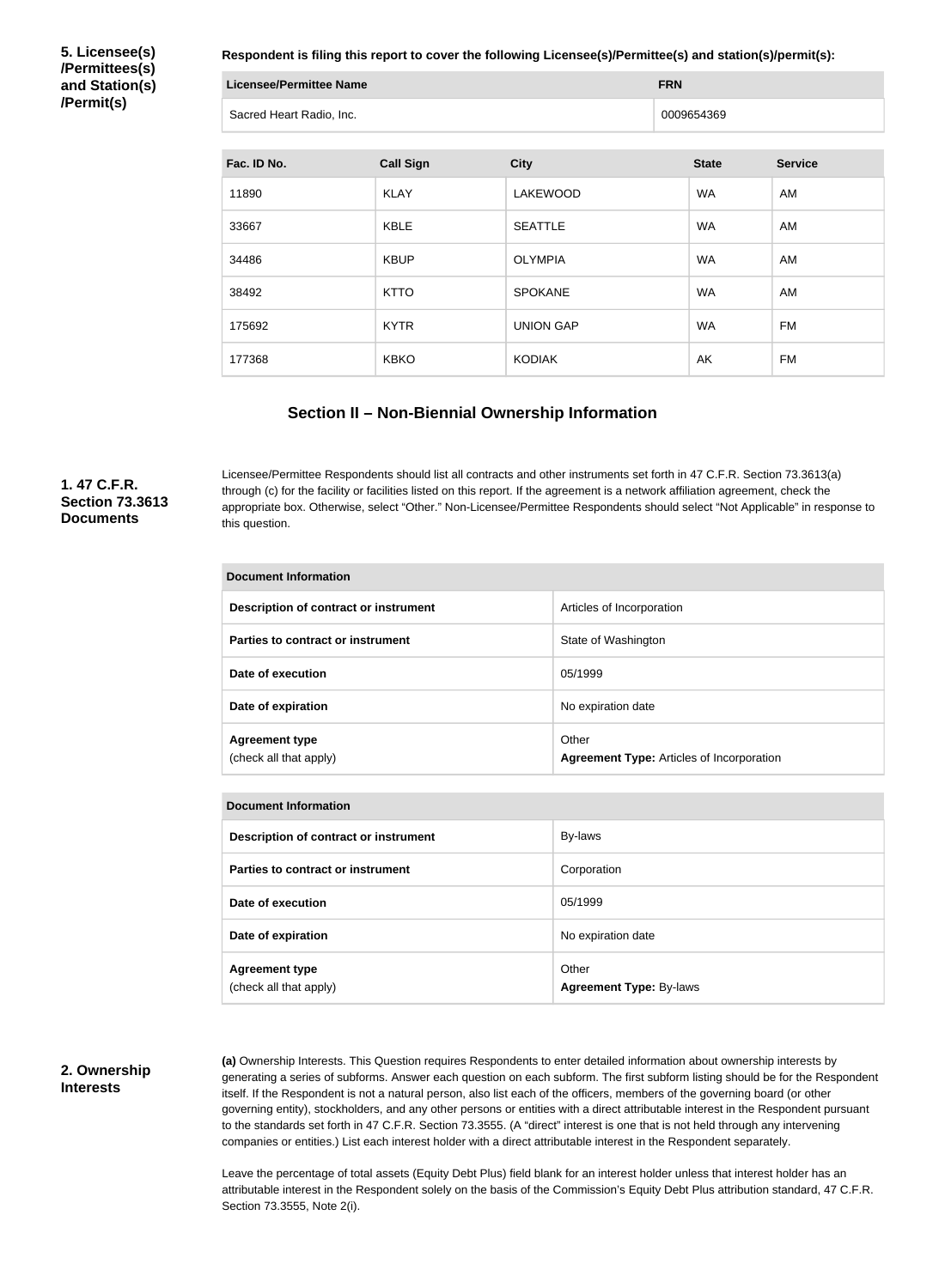**5. Licensee(s)/Permittees(s) and Station(s)/Permit(s)**

**Respondent is filing this report to cover the following Licensee(s)/Permittee(s) and station(s)/permit(s):**

| Licensee/Permittee Name | FRN |
| --- | --- |
| Sacred Heart Radio, Inc. | 0009654369 |

| Fac. ID No. | Call Sign | City | State | Service |
| --- | --- | --- | --- | --- |
| 11890 | KLAY | LAKEWOOD | WA | AM |
| 33667 | KBLE | SEATTLE | WA | AM |
| 34486 | KBUP | OLYMPIA | WA | AM |
| 38492 | KTTO | SPOKANE | WA | AM |
| 175692 | KYTR | UNION GAP | WA | FM |
| 177368 | KBKO | KODIAK | AK | FM |

## Section II – Non-Biennial Ownership Information

**1. 47 C.F.R. Section 73.3613 Documents**

Licensee/Permittee Respondents should list all contracts and other instruments set forth in 47 C.F.R. Section 73.3613(a) through (c) for the facility or facilities listed on this report. If the agreement is a network affiliation agreement, check the appropriate box. Otherwise, select "Other." Non-Licensee/Permittee Respondents should select "Not Applicable" in response to this question.

| Document Information | |
| --- | --- |
| **Description of contract or instrument** | Articles of Incorporation |
| **Parties to contract or instrument** | State of Washington |
| **Date of execution** | 05/1999 |
| **Date of expiration** | No expiration date |
| **Agreement type** (check all that apply) | Other **Agreement Type:** Articles of Incorporation |

| Document Information | |
| --- | --- |
| **Description of contract or instrument** | By-laws |
| **Parties to contract or instrument** | Corporation |
| **Date of execution** | 05/1999 |
| **Date of expiration** | No expiration date |
| **Agreement type** (check all that apply) | Other **Agreement Type:** By-laws |

**2. Ownership Interests**

**(a)** Ownership Interests. This Question requires Respondents to enter detailed information about ownership interests by generating a series of subforms. Answer each question on each subform. The first subform listing should be for the Respondent itself. If the Respondent is not a natural person, also list each of the officers, members of the governing board (or other governing entity), stockholders, and any other persons or entities with a direct attributable interest in the Respondent pursuant to the standards set forth in 47 C.F.R. Section 73.3555. (A "direct" interest is one that is not held through any intervening companies or entities.) List each interest holder with a direct attributable interest in the Respondent separately.

Leave the percentage of total assets (Equity Debt Plus) field blank for an interest holder unless that interest holder has an attributable interest in the Respondent solely on the basis of the Commission's Equity Debt Plus attribution standard, 47 C.F.R. Section 73.3555, Note 2(i).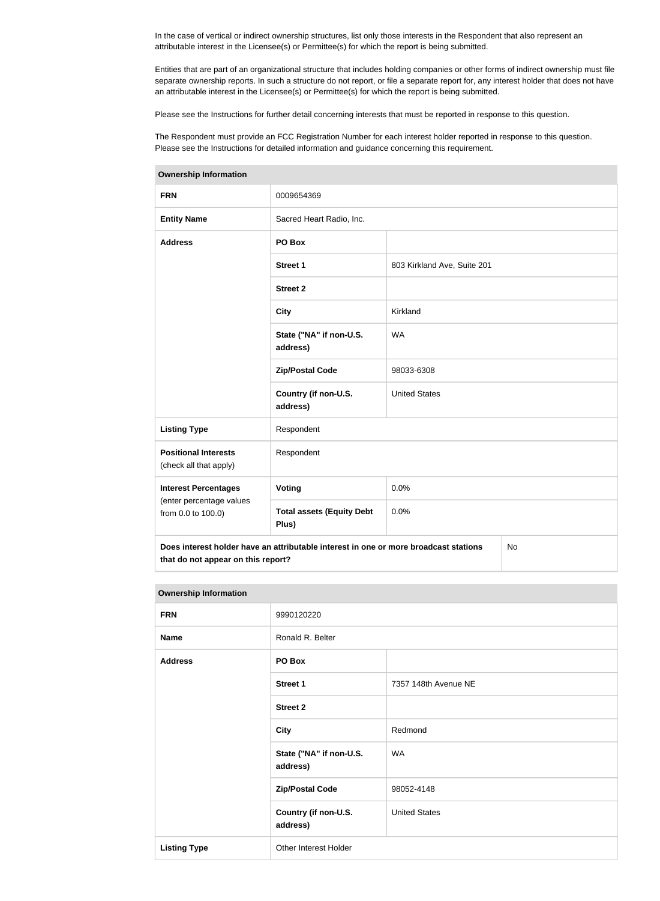In the case of vertical or indirect ownership structures, list only those interests in the Respondent that also represent an attributable interest in the Licensee(s) or Permittee(s) for which the report is being submitted.

Entities that are part of an organizational structure that includes holding companies or other forms of indirect ownership must file separate ownership reports. In such a structure do not report, or file a separate report for, any interest holder that does not have an attributable interest in the Licensee(s) or Permittee(s) for which the report is being submitted.

Please see the Instructions for further detail concerning interests that must be reported in response to this question.

The Respondent must provide an FCC Registration Number for each interest holder reported in response to this question. Please see the Instructions for detailed information and guidance concerning this requirement.

| Ownership Information | | |
|---|---|---|
| **FRN** | 0009654369 | |
| **Entity Name** | Sacred Heart Radio, Inc. | |
| **Address** | **PO Box** | |
| | **Street 1** | 803 Kirkland Ave, Suite 201 |
| | **Street 2** | |
| | **City** | Kirkland |
| | **State ("NA" if non-U.S. address)** | WA |
| | **Zip/Postal Code** | 98033-6308 |
| | **Country (if non-U.S. address)** | United States |
| **Listing Type** | Respondent | |
| **Positional Interests** (check all that apply) | Respondent | |
| **Interest Percentages** (enter percentage values from 0.0 to 100.0) | **Voting** | 0.0% |
| | **Total assets (Equity Debt Plus)** | 0.0% |
| **Does interest holder have an attributable interest in one or more broadcast stations that do not appear on this report?** | | No |

| Ownership Information | | |
|---|---|---|
| **FRN** | 9990120220 | |
| **Name** | Ronald R. Belter | |
| **Address** | **PO Box** | |
| | **Street 1** | 7357 148th Avenue NE |
| | **Street 2** | |
| | **City** | Redmond |
| | **State ("NA" if non-U.S. address)** | WA |
| | **Zip/Postal Code** | 98052-4148 |
| | **Country (if non-U.S. address)** | United States |
| **Listing Type** | Other Interest Holder | |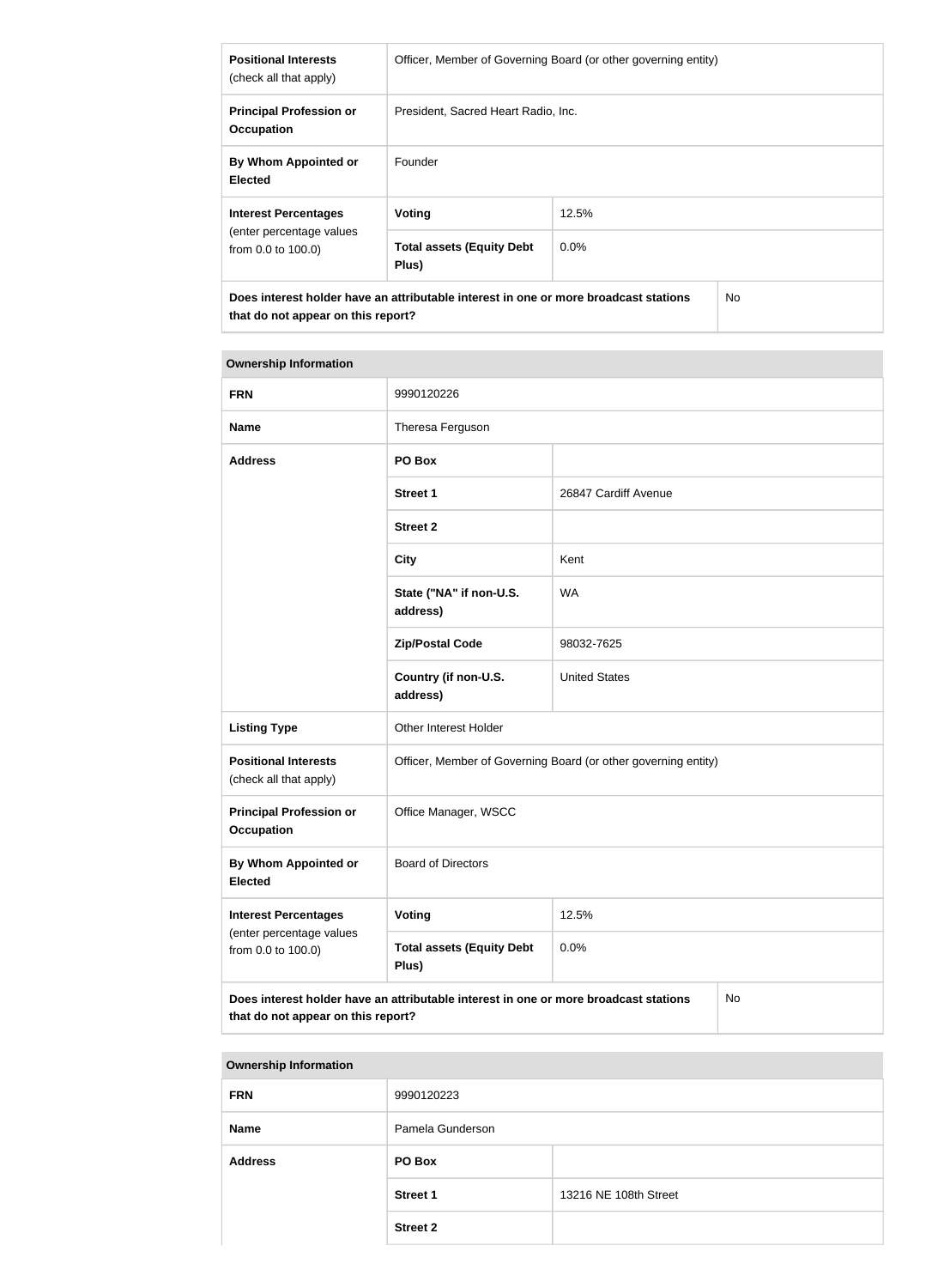| | | |
|---|---|---|
| **Positional Interests** (check all that apply) | Officer, Member of Governing Board (or other governing entity) | |
| **Principal Profession or Occupation** | President, Sacred Heart Radio, Inc. | |
| **By Whom Appointed or Elected** | Founder | |
| **Interest Percentages** (enter percentage values from 0.0 to 100.0) | **Voting** | 12.5% |
| | **Total assets (Equity Debt Plus)** | 0.0% |
| **Does interest holder have an attributable interest in one or more broadcast stations that do not appear on this report?** | | No |

| **Ownership Information** | | |
|---|---|---|
| **FRN** | 9990120226 | |
| **Name** | Theresa Ferguson | |
| **Address** | **PO Box** | |
| | **Street 1** | 26847 Cardiff Avenue |
| | **Street 2** | |
| | **City** | Kent |
| | **State ("NA" if non-U.S. address)** | WA |
| | **Zip/Postal Code** | 98032-7625 |
| | **Country (if non-U.S. address)** | United States |
| **Listing Type** | Other Interest Holder | |
| **Positional Interests** (check all that apply) | Officer, Member of Governing Board (or other governing entity) | |
| **Principal Profession or Occupation** | Office Manager, WSCC | |
| **By Whom Appointed or Elected** | Board of Directors | |
| **Interest Percentages** (enter percentage values from 0.0 to 100.0) | **Voting** | 12.5% |
| | **Total assets (Equity Debt Plus)** | 0.0% |
| **Does interest holder have an attributable interest in one or more broadcast stations that do not appear on this report?** | | No |

| **Ownership Information** | | |
|---|---|---|
| **FRN** | 9990120223 | |
| **Name** | Pamela Gunderson | |
| **Address** | **PO Box** | |
| | **Street 1** | 13216 NE 108th Street |
| | **Street 2** | |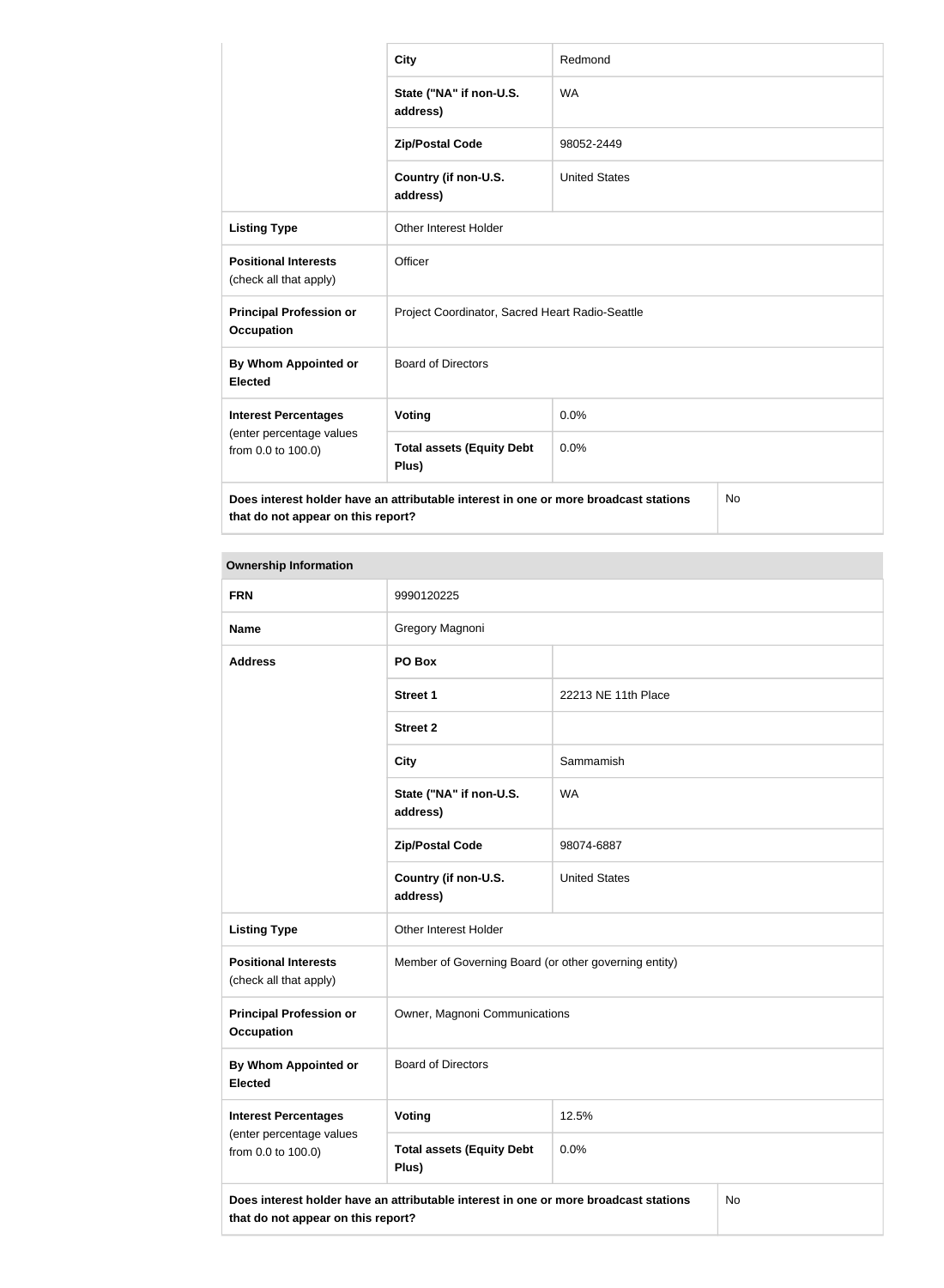| | | |
|---|---|---|
| | **City** | Redmond |
| | **State ("NA" if non-U.S. address)** | WA |
| | **Zip/Postal Code** | 98052-2449 |
| | **Country (if non-U.S. address)** | United States |
| **Listing Type** | Other Interest Holder | |
| **Positional Interests** (check all that apply) | Officer | |
| **Principal Profession or Occupation** | Project Coordinator, Sacred Heart Radio-Seattle | |
| **By Whom Appointed or Elected** | Board of Directors | |
| **Interest Percentages** (enter percentage values from 0.0 to 100.0) | **Voting** | 0.0% |
| | **Total assets (Equity Debt Plus)** | 0.0% |
| **Does interest holder have an attributable interest in one or more broadcast stations that do not appear on this report?** | | No |

| **Ownership Information** | | |
|---|---|---|
| **FRN** | 9990120225 | |
| **Name** | Gregory Magnoni | |
| **Address** | **PO Box** | |
| | **Street 1** | 22213 NE 11th Place |
| | **Street 2** | |
| | **City** | Sammamish |
| | **State ("NA" if non-U.S. address)** | WA |
| | **Zip/Postal Code** | 98074-6887 |
| | **Country (if non-U.S. address)** | United States |
| **Listing Type** | Other Interest Holder | |
| **Positional Interests** (check all that apply) | Member of Governing Board (or other governing entity) | |
| **Principal Profession or Occupation** | Owner, Magnoni Communications | |
| **By Whom Appointed or Elected** | Board of Directors | |
| **Interest Percentages** (enter percentage values from 0.0 to 100.0) | **Voting** | 12.5% |
| | **Total assets (Equity Debt Plus)** | 0.0% |
| **Does interest holder have an attributable interest in one or more broadcast stations that do not appear on this report?** | | No |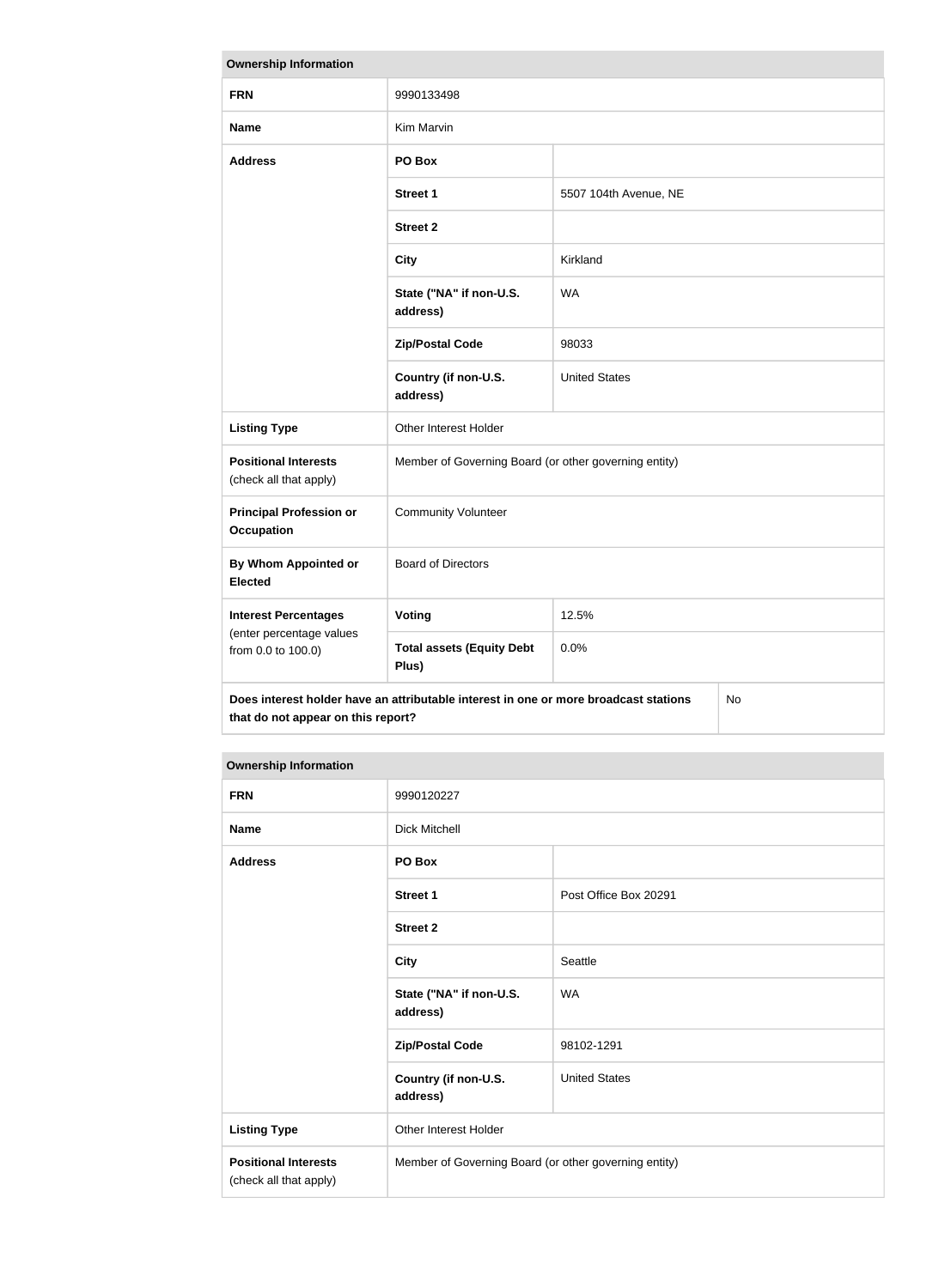| Ownership Information | | |
|---|---|---|
| **FRN** | 9990133498 | |
| **Name** | Kim Marvin | |
| **Address** | **PO Box** | |
| | **Street 1** | 5507 104th Avenue, NE |
| | **Street 2** | |
| | **City** | Kirkland |
| | **State ("NA" if non-U.S. address)** | WA |
| | **Zip/Postal Code** | 98033 |
| | **Country (if non-U.S. address)** | United States |
| **Listing Type** | Other Interest Holder | |
| **Positional Interests** (check all that apply) | Member of Governing Board (or other governing entity) | |
| **Principal Profession or Occupation** | Community Volunteer | |
| **By Whom Appointed or Elected** | Board of Directors | |
| **Interest Percentages** (enter percentage values from 0.0 to 100.0) | **Voting** | 12.5% |
| | **Total assets (Equity Debt Plus)** | 0.0% |
| **Does interest holder have an attributable interest in one or more broadcast stations that do not appear on this report?** | | No |

| Ownership Information | | |
|---|---|---|
| **FRN** | 9990120227 | |
| **Name** | Dick Mitchell | |
| **Address** | **PO Box** | |
| | **Street 1** | Post Office Box 20291 |
| | **Street 2** | |
| | **City** | Seattle |
| | **State ("NA" if non-U.S. address)** | WA |
| | **Zip/Postal Code** | 98102-1291 |
| | **Country (if non-U.S. address)** | United States |
| **Listing Type** | Other Interest Holder | |
| **Positional Interests** (check all that apply) | Member of Governing Board (or other governing entity) | |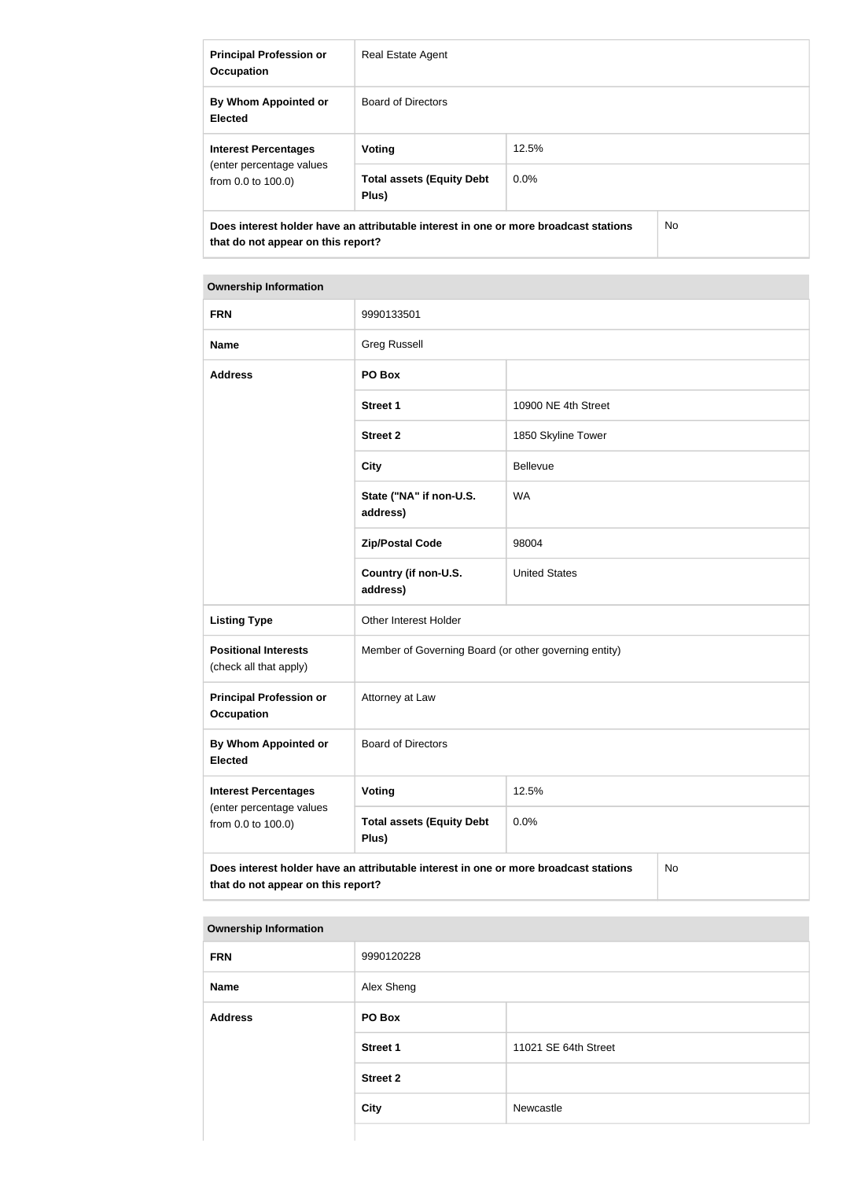| | | |
|---|---|---|
| **Principal Profession or Occupation** | Real Estate Agent | |
| **By Whom Appointed or Elected** | Board of Directors | |
| **Interest Percentages** (enter percentage values from 0.0 to 100.0) | **Voting** | 12.5% |
| | **Total assets (Equity Debt Plus)** | 0.0% |
| **Does interest holder have an attributable interest in one or more broadcast stations that do not appear on this report?** | | No |

| **Ownership Information** | | |
|---|---|---|
| **FRN** | 9990133501 | |
| **Name** | Greg Russell | |
| **Address** | **PO Box** | |
| | **Street 1** | 10900 NE 4th Street |
| | **Street 2** | 1850 Skyline Tower |
| | **City** | Bellevue |
| | **State ("NA" if non-U.S. address)** | WA |
| | **Zip/Postal Code** | 98004 |
| | **Country (if non-U.S. address)** | United States |
| **Listing Type** | Other Interest Holder | |
| **Positional Interests** (check all that apply) | Member of Governing Board (or other governing entity) | |
| **Principal Profession or Occupation** | Attorney at Law | |
| **By Whom Appointed or Elected** | Board of Directors | |
| **Interest Percentages** (enter percentage values from 0.0 to 100.0) | **Voting** | 12.5% |
| | **Total assets (Equity Debt Plus)** | 0.0% |
| **Does interest holder have an attributable interest in one or more broadcast stations that do not appear on this report?** | | No |

| **Ownership Information** | | |
|---|---|---|
| **FRN** | 9990120228 | |
| **Name** | Alex Sheng | |
| **Address** | **PO Box** | |
| | **Street 1** | 11021 SE 64th Street |
| | **Street 2** | |
| | **City** | Newcastle |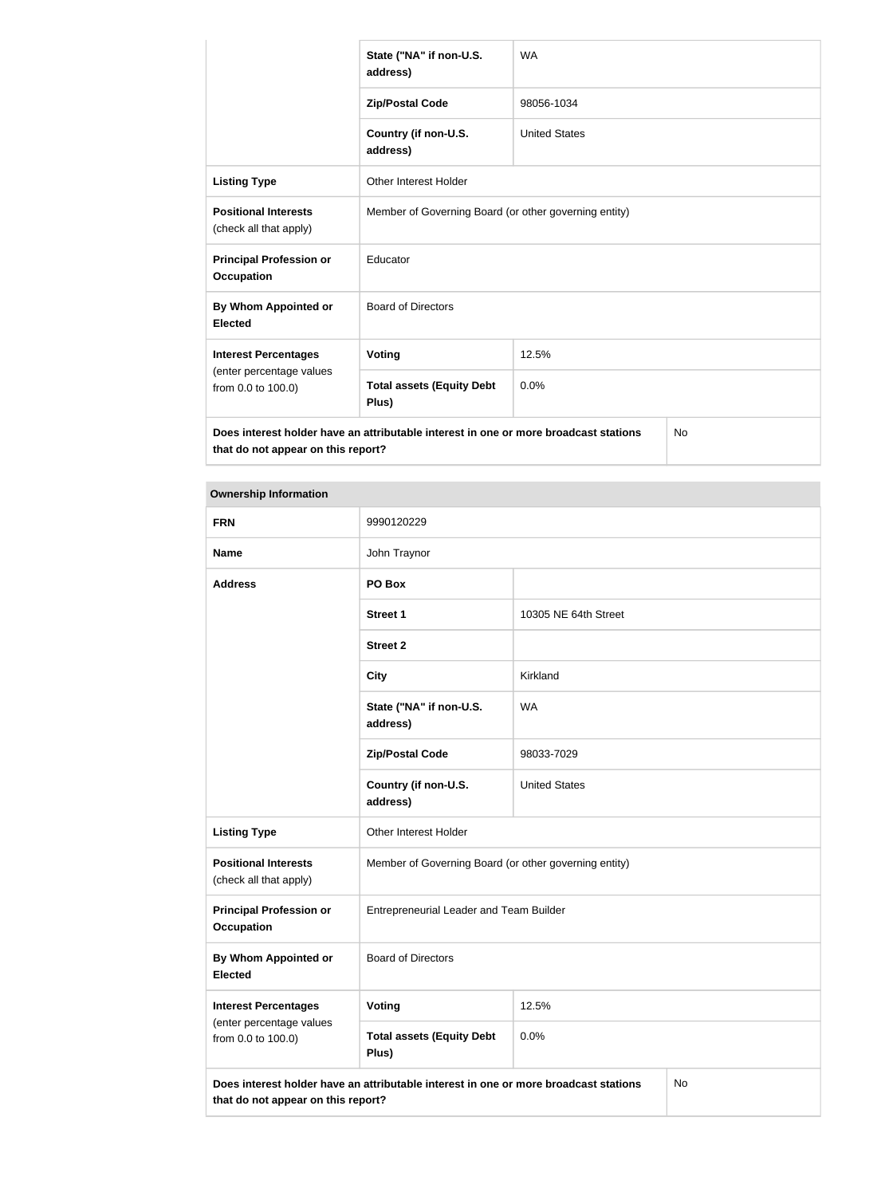| | State ("NA" if non-U.S. address) | WA |
|---|---|---|
| | Zip/Postal Code | 98056-1034 |
| | Country (if non-U.S. address) | United States |
| **Listing Type** | Other Interest Holder | |
| **Positional Interests** (check all that apply) | Member of Governing Board (or other governing entity) | |
| **Principal Profession or Occupation** | Educator | |
| **By Whom Appointed or Elected** | Board of Directors | |
| **Interest Percentages** (enter percentage values from 0.0 to 100.0) | **Voting** | 12.5% |
| | **Total assets (Equity Debt Plus)** | 0.0% |
| **Does interest holder have an attributable interest in one or more broadcast stations that do not appear on this report?** | | No |

| Ownership Information | | |
|---|---|---|
| **FRN** | 9990120229 | |
| **Name** | John Traynor | |
| **Address** | **PO Box** | |
| | **Street 1** | 10305 NE 64th Street |
| | **Street 2** | |
| | **City** | Kirkland |
| | **State ("NA" if non-U.S. address)** | WA |
| | **Zip/Postal Code** | 98033-7029 |
| | **Country (if non-U.S. address)** | United States |
| **Listing Type** | Other Interest Holder | |
| **Positional Interests** (check all that apply) | Member of Governing Board (or other governing entity) | |
| **Principal Profession or Occupation** | Entrepreneurial Leader and Team Builder | |
| **By Whom Appointed or Elected** | Board of Directors | |
| **Interest Percentages** (enter percentage values from 0.0 to 100.0) | **Voting** | 12.5% |
| | **Total assets (Equity Debt Plus)** | 0.0% |
| **Does interest holder have an attributable interest in one or more broadcast stations that do not appear on this report?** | | No |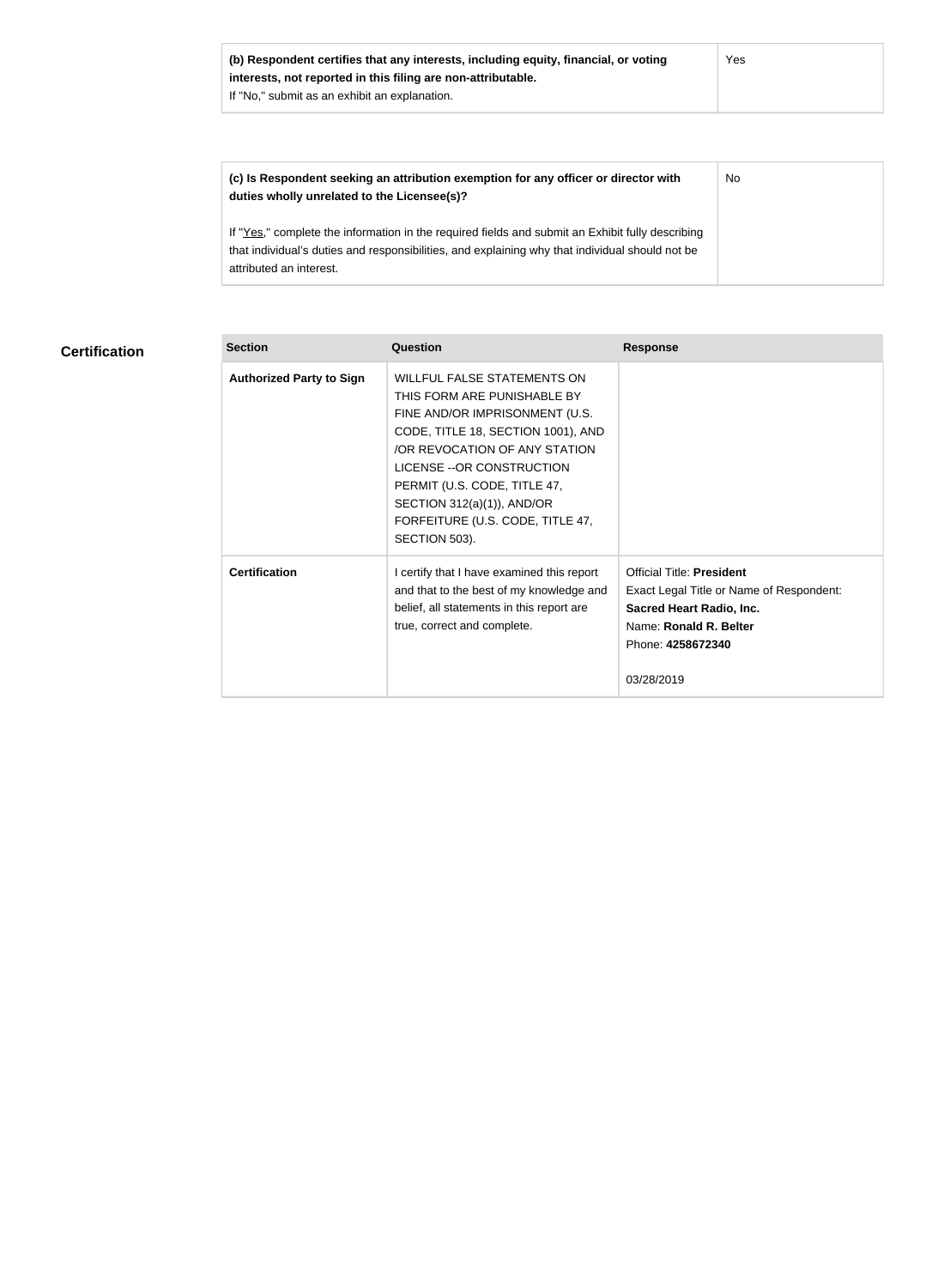| | |
|---|---|
| **(b) Respondent certifies that any interests, including equity, financial, or voting interests, not reported in this filing are non-attributable.**<br>If "No," submit as an exhibit an explanation. | Yes |

| | |
|---|---|
| **(c) Is Respondent seeking an attribution exemption for any officer or director with duties wholly unrelated to the Licensee(s)?**<br><br>If "Yes," complete the information in the required fields and submit an Exhibit fully describing that individual's duties and responsibilities, and explaining why that individual should not be attributed an interest. | No |

## Certification

| Section | Question | Response |
|---|---|---|
| **Authorized Party to Sign** | WILLFUL FALSE STATEMENTS ON THIS FORM ARE PUNISHABLE BY FINE AND/OR IMPRISONMENT (U.S. CODE, TITLE 18, SECTION 1001), AND /OR REVOCATION OF ANY STATION LICENSE --OR CONSTRUCTION PERMIT (U.S. CODE, TITLE 47, SECTION 312(a)(1)), AND/OR FORFEITURE (U.S. CODE, TITLE 47, SECTION 503). | |
| **Certification** | I certify that I have examined this report and that to the best of my knowledge and belief, all statements in this report are true, correct and complete. | Official Title: **President**<br>Exact Legal Title or Name of Respondent: **Sacred Heart Radio, Inc.**<br>Name: **Ronald R. Belter**<br>Phone: **4258672340**<br><br>03/28/2019 |